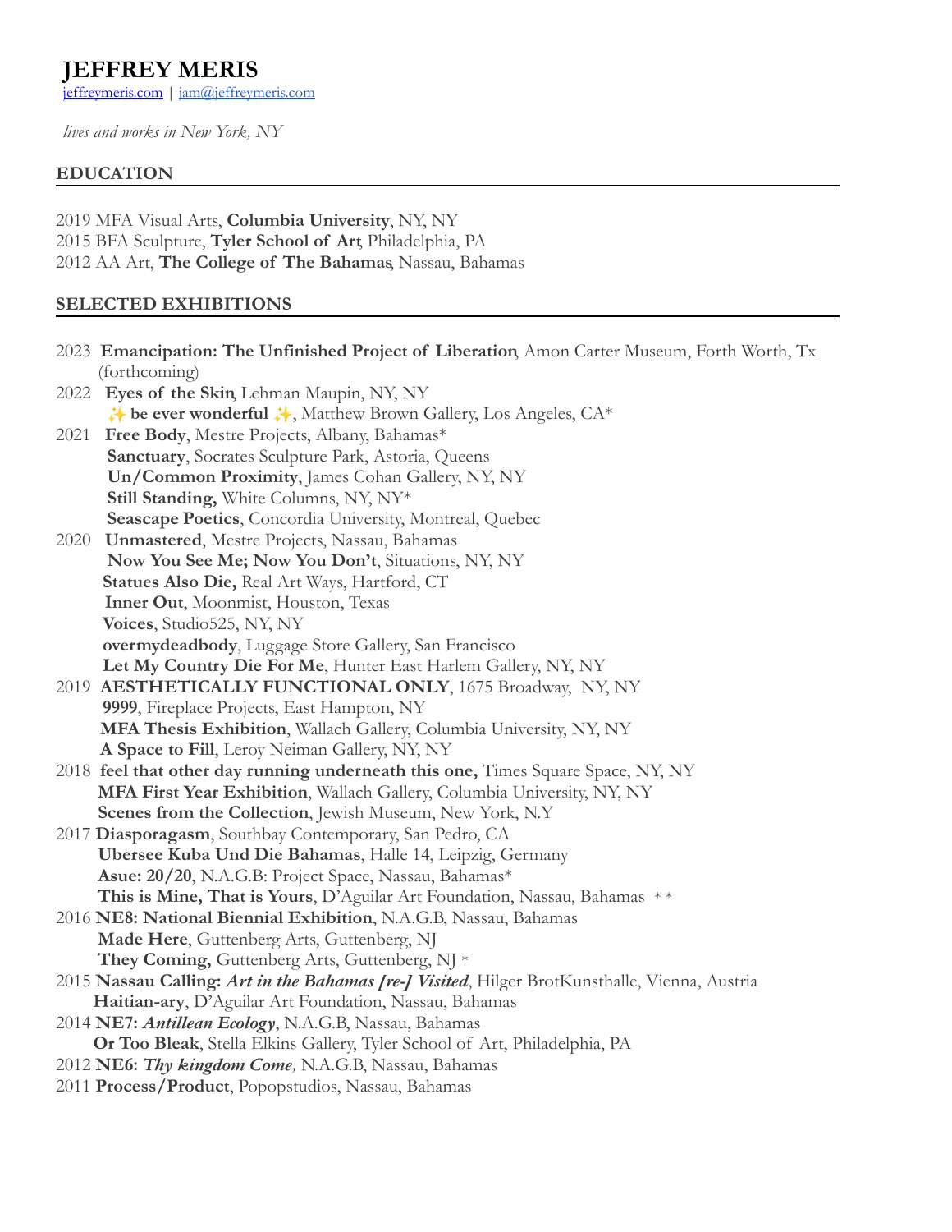# JEFFREY MERIS

jeffreymeris.com | jam@jeffreymeris.com

*lives and works in New York, NY*

## EDUCATION

2019 MFA Visual Arts, **Columbia University**, NY, NY
2015 BFA Sculpture, **Tyler School of Art**, Philadelphia, PA
2012 AA Art, **The College of The Bahamas**, Nassau, Bahamas

## SELECTED EXHIBITIONS

2023 **Emancipation: The Unfinished Project of Liberation**, Amon Carter Museum, Forth Worth, Tx (forthcoming)
2022 **Eyes of the Skin**, Lehman Maupin, NY, NY
**✨ be ever wonderful ✨**, Matthew Brown Gallery, Los Angeles, CA*
2021 **Free Body**, Mestre Projects, Albany, Bahamas*
**Sanctuary**, Socrates Sculpture Park, Astoria, Queens
**Un/Common Proximity**, James Cohan Gallery, NY, NY
**Still Standing,** White Columns, NY, NY*
**Seascape Poetics**, Concordia University, Montreal, Quebec
2020 **Unmastered**, Mestre Projects, Nassau, Bahamas
**Now You See Me; Now You Don't**, Situations, NY, NY
**Statues Also Die,** Real Art Ways, Hartford, CT
**Inner Out**, Moonmist, Houston, Texas
**Voices**, Studio525, NY, NY
**overmydeadbody**, Luggage Store Gallery, San Francisco
**Let My Country Die For Me**, Hunter East Harlem Gallery, NY, NY
2019 **AESTHETICALLY FUNCTIONAL ONLY**, 1675 Broadway, NY, NY
**9999**, Fireplace Projects, East Hampton, NY
**MFA Thesis Exhibition**, Wallach Gallery, Columbia University, NY, NY
**A Space to Fill**, Leroy Neiman Gallery, NY, NY
2018 **feel that other day running underneath this one,** Times Square Space, NY, NY
**MFA First Year Exhibition**, Wallach Gallery, Columbia University, NY, NY
**Scenes from the Collection**, Jewish Museum, New York, N.Y
2017 **Diasporagasm**, Southbay Contemporary, San Pedro, CA
**Ubersee Kuba Und Die Bahamas**, Halle 14, Leipzig, Germany
**Asue: 20/20**, N.A.G.B: Project Space, Nassau, Bahamas*
**This is Mine, That is Yours**, D'Aguilar Art Foundation, Nassau, Bahamas **
2016 **NE8: National Biennial Exhibition**, N.A.G.B, Nassau, Bahamas
**Made Here**, Guttenberg Arts, Guttenberg, NJ
**They Coming,** Guttenberg Arts, Guttenberg, NJ *
2015 **Nassau Calling: *Art in the Bahamas [re-] Visited***, Hilger BrotKunsthalle, Vienna, Austria
**Haitian-ary**, D'Aguilar Art Foundation, Nassau, Bahamas
2014 **NE7: *Antillean Ecology***, N.A.G.B, Nassau, Bahamas
**Or Too Bleak**, Stella Elkins Gallery, Tyler School of Art, Philadelphia, PA
2012 **NE6: *Thy kingdom Come,*** N.A.G.B, Nassau, Bahamas
2011 **Process/Product**, Popopstudios, Nassau, Bahamas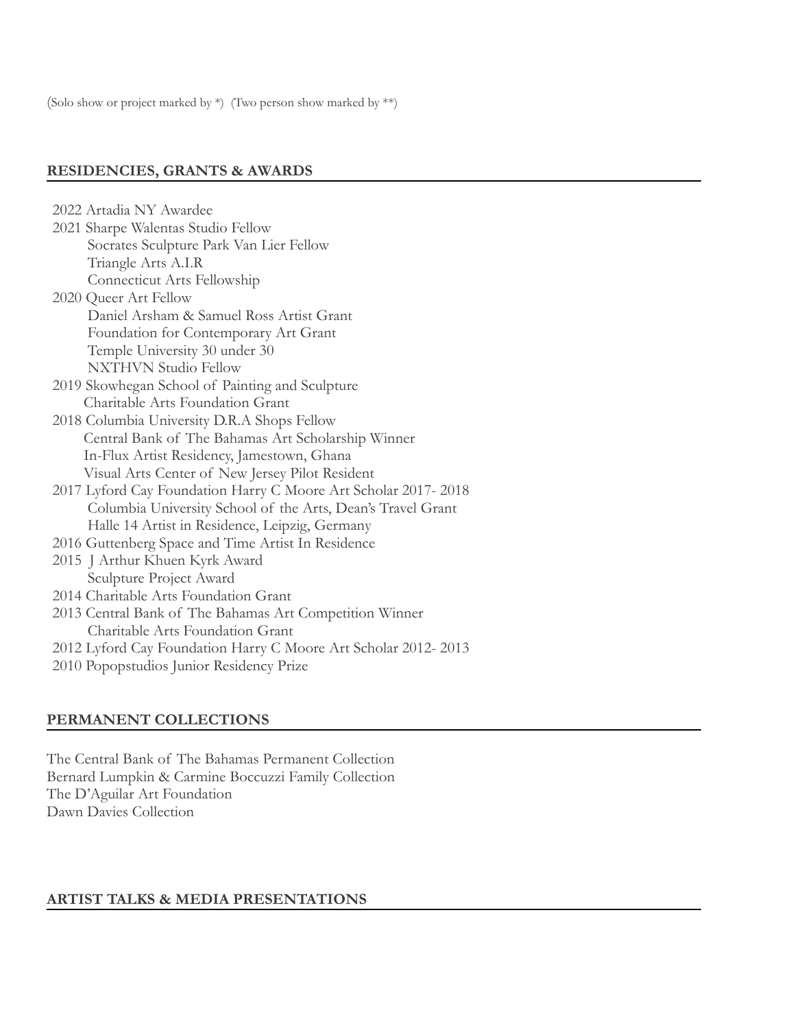(Solo show or project marked by *) (Two person show marked by **)

## RESIDENCIES, GRANTS & AWARDS

2022 Artadia NY Awardee
2021 Sharpe Walentas Studio Fellow
Socrates Sculpture Park Van Lier Fellow
Triangle Arts A.I.R
Connecticut Arts Fellowship
2020 Queer Art Fellow
Daniel Arsham & Samuel Ross Artist Grant
Foundation for Contemporary Art Grant
Temple University 30 under 30
NXTHVN Studio Fellow
2019 Skowhegan School of Painting and Sculpture
Charitable Arts Foundation Grant
2018 Columbia University D.R.A Shops Fellow
Central Bank of The Bahamas Art Scholarship Winner
In-Flux Artist Residency, Jamestown, Ghana
Visual Arts Center of New Jersey Pilot Resident
2017 Lyford Cay Foundation Harry C Moore Art Scholar 2017- 2018
Columbia University School of the Arts, Dean's Travel Grant
Halle 14 Artist in Residence, Leipzig, Germany
2016 Guttenberg Space and Time Artist In Residence
2015 J Arthur Khuen Kyrk Award
Sculpture Project Award
2014 Charitable Arts Foundation Grant
2013 Central Bank of The Bahamas Art Competition Winner
Charitable Arts Foundation Grant
2012 Lyford Cay Foundation Harry C Moore Art Scholar 2012- 2013
2010 Popopstudios Junior Residency Prize

## PERMANENT COLLECTIONS

The Central Bank of The Bahamas Permanent Collection
Bernard Lumpkin & Carmine Boccuzzi Family Collection
The D'Aguilar Art Foundation
Dawn Davies Collection

## ARTIST TALKS & MEDIA PRESENTATIONS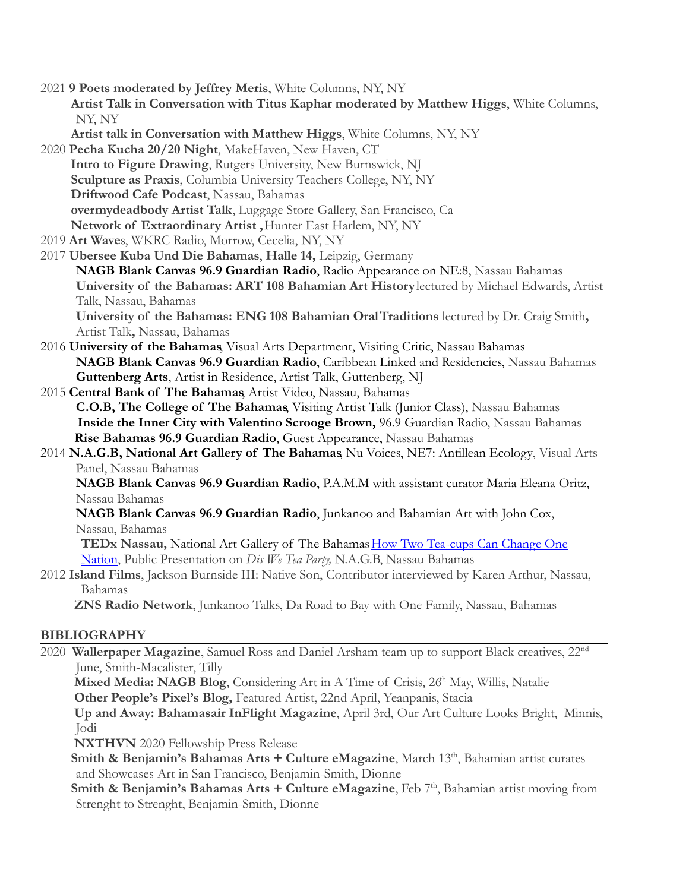2021 **9 Poets moderated by Jeffrey Meris**, White Columns, NY, NY
**Artist Talk in Conversation with Titus Kaphar moderated by Matthew Higgs**, White Columns, NY, NY
**Artist talk in Conversation with Matthew Higgs**, White Columns, NY, NY

2020 **Pecha Kucha 20/20 Night**, MakeHaven, New Haven, CT
**Intro to Figure Drawing**, Rutgers University, New Burnswick, NJ
**Sculpture as Praxis**, Columbia University Teachers College, NY, NY
**Driftwood Cafe Podcast**, Nassau, Bahamas
**overmydeadbody Artist Talk**, Luggage Store Gallery, San Francisco, Ca
**Network of Extraordinary Artist ,** Hunter East Harlem, NY, NY

2019 **Art Wave**s, WKRC Radio, Morrow, Cecelia, NY, NY

2017 **Ubersee Kuba Und Die Bahamas**, **Halle 14,** Leipzig, Germany
**NAGB Blank Canvas 96.9 Guardian Radio**, Radio Appearance on NE:8, Nassau Bahamas
**University of the Bahamas: ART 108 Bahamian Art History** lectured by Michael Edwards, Artist Talk, Nassau, Bahamas
**University of the Bahamas: ENG 108 Bahamian Oral Traditions** lectured by Dr. Craig Smith**,** Artist Talk**,** Nassau, Bahamas

2016 **University of the Bahamas**, Visual Arts Department, Visiting Critic, Nassau Bahamas
**NAGB Blank Canvas 96.9 Guardian Radio**, Caribbean Linked and Residencies, Nassau Bahamas
**Guttenberg Arts**, Artist in Residence, Artist Talk, Guttenberg, NJ

2015 **Central Bank of The Bahamas**, Artist Video, Nassau, Bahamas
**C.O.B, The College of The Bahamas**, Visiting Artist Talk (Junior Class), Nassau Bahamas
**Inside the Inner City with Valentino Scrooge Brown,** 96.9 Guardian Radio, Nassau Bahamas
**Rise Bahamas 96.9 Guardian Radio**, Guest Appearance, Nassau Bahamas

2014 **N.A.G.B, National Art Gallery of The Bahamas**, Nu Voices, NE7: Antillean Ecology, Visual Arts Panel, Nassau Bahamas
**NAGB Blank Canvas 96.9 Guardian Radio**, P.A.M.M with assistant curator Maria Eleana Oritz, Nassau Bahamas
**NAGB Blank Canvas 96.9 Guardian Radio**, Junkanoo and Bahamian Art with John Cox, Nassau, Bahamas
**TEDx Nassau,** National Art Gallery of The Bahamas How Two Tea-cups Can Change One Nation, Public Presentation on *Dis We Tea Party,* N.A.G.B, Nassau Bahamas

2012 **Island Films**, Jackson Burnside III: Native Son, Contributor interviewed by Karen Arthur, Nassau, Bahamas
**ZNS Radio Network**, Junkanoo Talks, Da Road to Bay with One Family, Nassau, Bahamas

## BIBLIOGRAPHY

2020 **Wallerpaper Magazine**, Samuel Ross and Daniel Arsham team up to support Black creatives, 22nd June, Smith-Macalister, Tilly
**Mixed Media: NAGB Blog**, Considering Art in A Time of Crisis, 26th May, Willis, Natalie
**Other People's Pixel's Blog,** Featured Artist, 22nd April, Yeanpanis, Stacia
**Up and Away: Bahamasair InFlight Magazine**, April 3rd, Our Art Culture Looks Bright, Minnis, Jodi
**NXTHVN** 2020 Fellowship Press Release
**Smith & Benjamin's Bahamas Arts + Culture eMagazine**, March 13th, Bahamian artist curates and Showcases Art in San Francisco, Benjamin-Smith, Dionne
**Smith & Benjamin's Bahamas Arts + Culture eMagazine**, Feb 7th, Bahamian artist moving from Strenght to Strenght, Benjamin-Smith, Dionne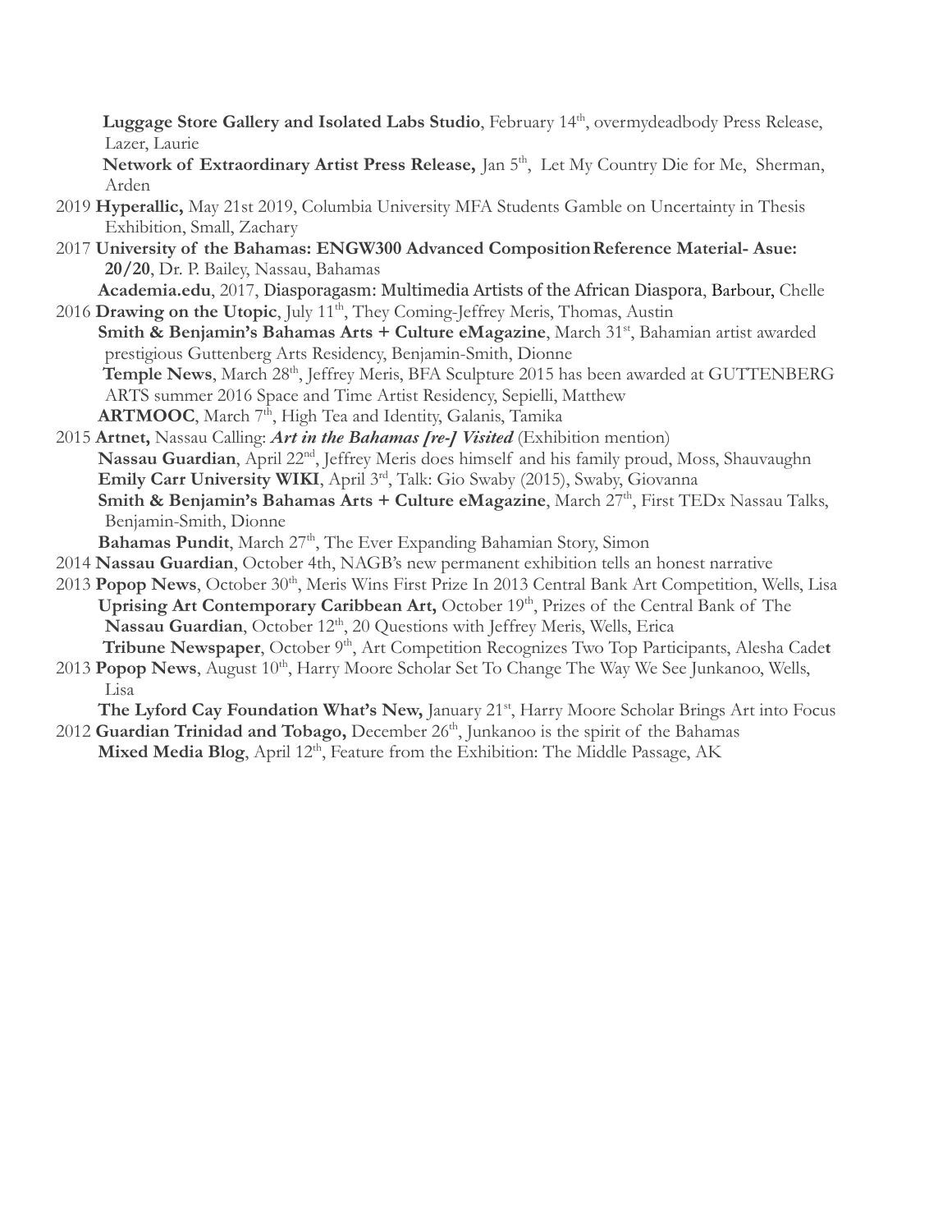**Luggage Store Gallery and Isolated Labs Studio**, February 14th, overmydeadbody Press Release, Lazer, Laurie

**Network of Extraordinary Artist Press Release,** Jan 5th, Let My Country Die for Me, Sherman, Arden

2019 **Hyperallic,** May 21st 2019, Columbia University MFA Students Gamble on Uncertainty in Thesis Exhibition, Small, Zachary

2017 **University of the Bahamas: ENGW300 Advanced Composition Reference Material- Asue: 20/20**, Dr. P. Bailey, Nassau, Bahamas

**Academia.edu**, 2017, Diasporagasm: Multimedia Artists of the African Diaspora, Barbour, Chelle

2016 **Drawing on the Utopic**, July 11th, They Coming-Jeffrey Meris, Thomas, Austin

**Smith & Benjamin's Bahamas Arts + Culture eMagazine**, March 31st, Bahamian artist awarded prestigious Guttenberg Arts Residency, Benjamin-Smith, Dionne

**Temple News**, March 28th, Jeffrey Meris, BFA Sculpture 2015 has been awarded at GUTTENBERG ARTS summer 2016 Space and Time Artist Residency, Sepielli, Matthew

**ARTMOOC**, March 7th, High Tea and Identity, Galanis, Tamika

2015 **Artnet,** Nassau Calling: ***Art in the Bahamas [re-] Visited*** (Exhibition mention)

**Nassau Guardian**, April 22nd, Jeffrey Meris does himself and his family proud, Moss, Shauvaughn

**Emily Carr University WIKI**, April 3rd, Talk: Gio Swaby (2015), Swaby, Giovanna

**Smith & Benjamin's Bahamas Arts + Culture eMagazine**, March 27th, First TEDx Nassau Talks, Benjamin-Smith, Dionne

**Bahamas Pundit**, March 27th, The Ever Expanding Bahamian Story, Simon

2014 **Nassau Guardian**, October 4th, NAGB's new permanent exhibition tells an honest narrative

2013 **Popop News**, October 30th, Meris Wins First Prize In 2013 Central Bank Art Competition, Wells, Lisa

**Uprising Art Contemporary Caribbean Art,** October 19th, Prizes of the Central Bank of The

**Nassau Guardian**, October 12th, 20 Questions with Jeffrey Meris, Wells, Erica

**Tribune Newspaper**, October 9th, Art Competition Recognizes Two Top Participants, Alesha Cadet

2013 **Popop News**, August 10th, Harry Moore Scholar Set To Change The Way We See Junkanoo, Wells, Lisa

**The Lyford Cay Foundation What's New,** January 21st, Harry Moore Scholar Brings Art into Focus

2012 **Guardian Trinidad and Tobago,** December 26th, Junkanoo is the spirit of the Bahamas

**Mixed Media Blog**, April 12th, Feature from the Exhibition: The Middle Passage, AK